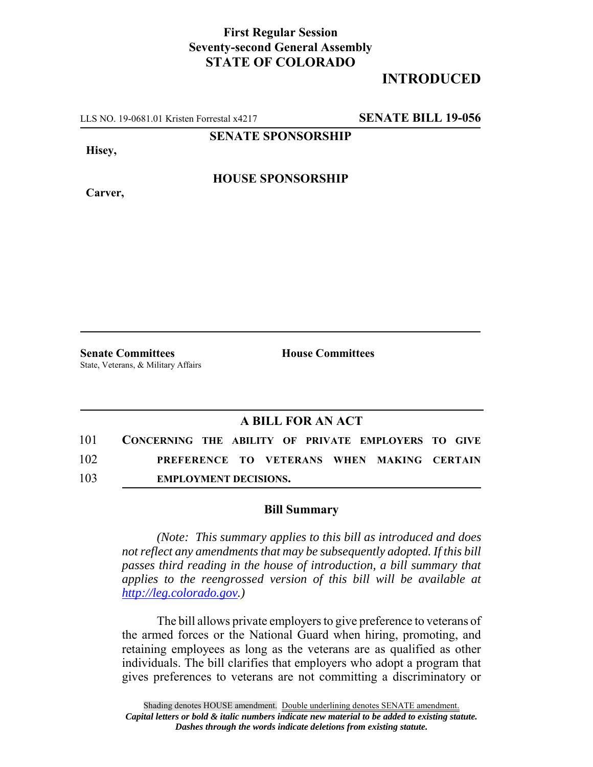**First Regular Session**
**Seventy-second General Assembly**
**STATE OF COLORADO**

# INTRODUCED

LLS NO. 19-0681.01 Kristen Forrestal x4217 **SENATE BILL 19-056**

**SENATE SPONSORSHIP**

**Hisey,**

**HOUSE SPONSORSHIP**

**Carver,**

**Senate Committees**
State, Veterans, & Military Affairs

**House Committees**

## A BILL FOR AN ACT

101 **CONCERNING THE ABILITY OF PRIVATE EMPLOYERS TO GIVE**
102 **PREFERENCE TO VETERANS WHEN MAKING CERTAIN**
103 **EMPLOYMENT DECISIONS.**

### Bill Summary

*(Note: This summary applies to this bill as introduced and does not reflect any amendments that may be subsequently adopted. If this bill passes third reading in the house of introduction, a bill summary that applies to the reengrossed version of this bill will be available at http://leg.colorado.gov.)*

The bill allows private employers to give preference to veterans of the armed forces or the National Guard when hiring, promoting, and retaining employees as long as the veterans are as qualified as other individuals. The bill clarifies that employers who adopt a program that gives preferences to veterans are not committing a discriminatory or

Shading denotes HOUSE amendment. Double underlining denotes SENATE amendment.
***Capital letters or bold & italic numbers indicate new material to be added to existing statute.***
***Dashes through the words indicate deletions from existing statute.***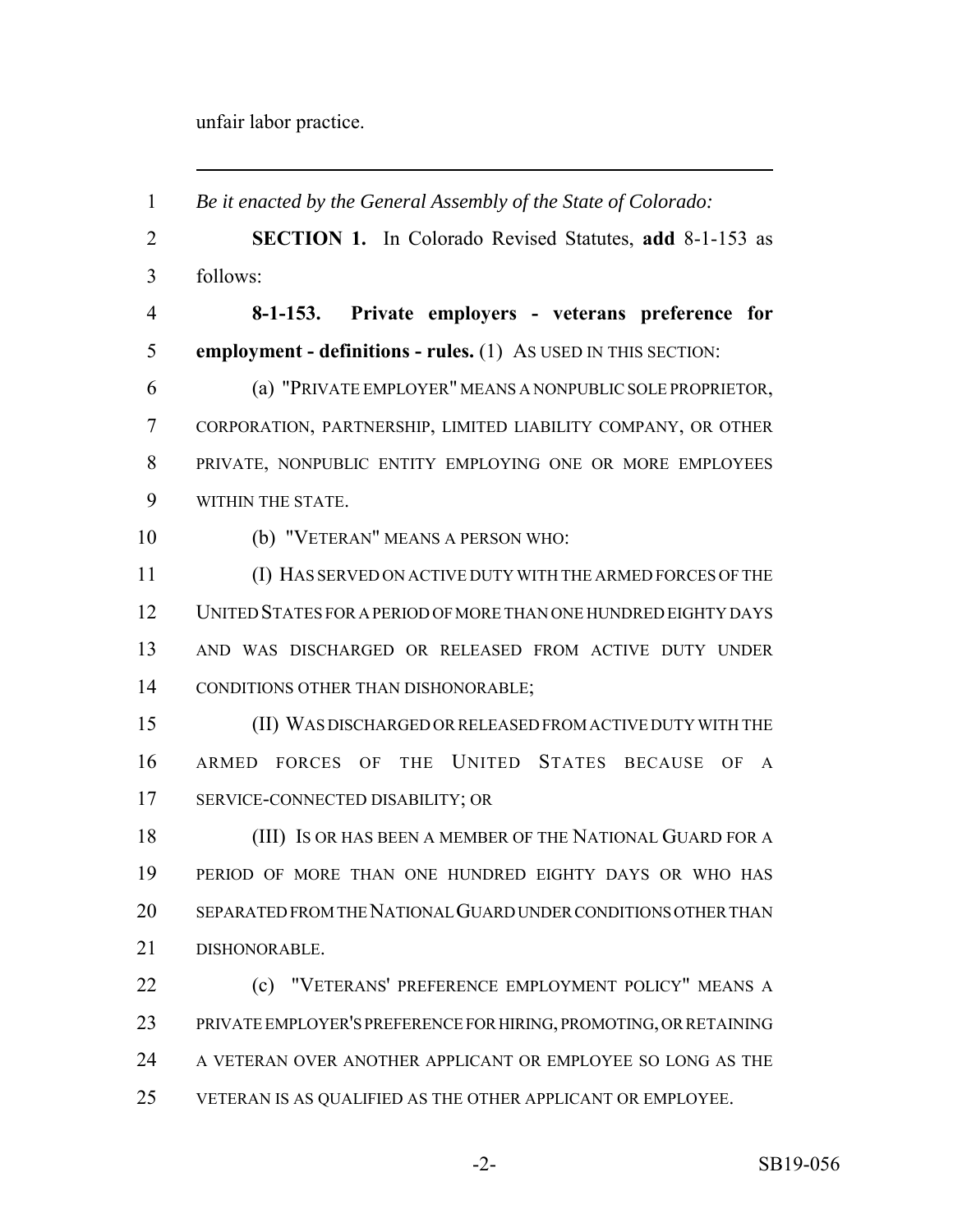unfair labor practice.

---

*Be it enacted by the General Assembly of the State of Colorado:*

**SECTION 1.** In Colorado Revised Statutes, **add** 8-1-153 as follows:

**8-1-153. Private employers - veterans preference for employment - definitions - rules.** (1) AS USED IN THIS SECTION:

(a) "PRIVATE EMPLOYER" MEANS A NONPUBLIC SOLE PROPRIETOR, CORPORATION, PARTNERSHIP, LIMITED LIABILITY COMPANY, OR OTHER PRIVATE, NONPUBLIC ENTITY EMPLOYING ONE OR MORE EMPLOYEES WITHIN THE STATE.

(b) "VETERAN" MEANS A PERSON WHO:

(I) HAS SERVED ON ACTIVE DUTY WITH THE ARMED FORCES OF THE UNITED STATES FOR A PERIOD OF MORE THAN ONE HUNDRED EIGHTY DAYS AND WAS DISCHARGED OR RELEASED FROM ACTIVE DUTY UNDER CONDITIONS OTHER THAN DISHONORABLE;

(II) WAS DISCHARGED OR RELEASED FROM ACTIVE DUTY WITH THE ARMED FORCES OF THE UNITED STATES BECAUSE OF A SERVICE-CONNECTED DISABILITY; OR

(III) IS OR HAS BEEN A MEMBER OF THE NATIONAL GUARD FOR A PERIOD OF MORE THAN ONE HUNDRED EIGHTY DAYS OR WHO HAS SEPARATED FROM THE NATIONAL GUARD UNDER CONDITIONS OTHER THAN DISHONORABLE.

(c) "VETERANS' PREFERENCE EMPLOYMENT POLICY" MEANS A PRIVATE EMPLOYER'S PREFERENCE FOR HIRING, PROMOTING, OR RETAINING A VETERAN OVER ANOTHER APPLICANT OR EMPLOYEE SO LONG AS THE VETERAN IS AS QUALIFIED AS THE OTHER APPLICANT OR EMPLOYEE.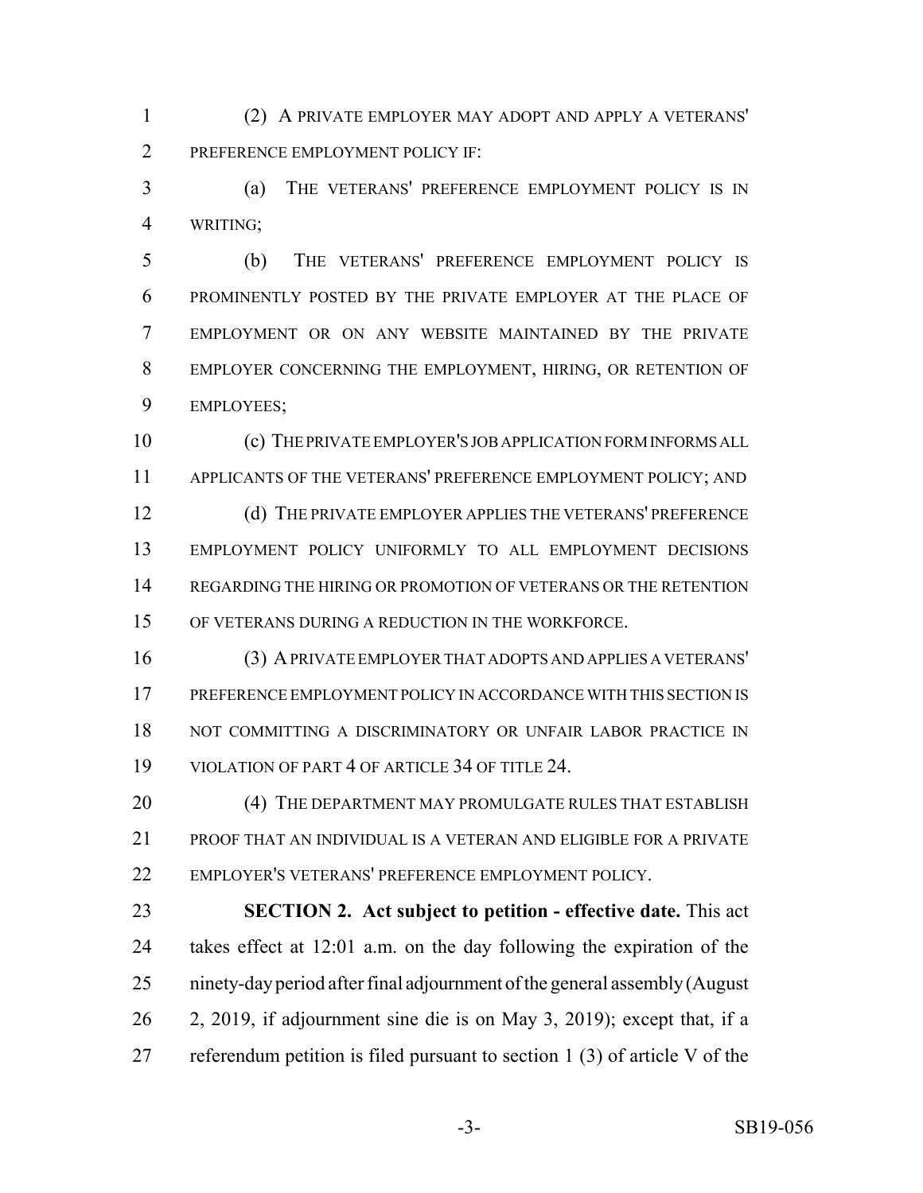(2) A PRIVATE EMPLOYER MAY ADOPT AND APPLY A VETERANS' PREFERENCE EMPLOYMENT POLICY IF:

(a) THE VETERANS' PREFERENCE EMPLOYMENT POLICY IS IN WRITING;

(b) THE VETERANS' PREFERENCE EMPLOYMENT POLICY IS PROMINENTLY POSTED BY THE PRIVATE EMPLOYER AT THE PLACE OF EMPLOYMENT OR ON ANY WEBSITE MAINTAINED BY THE PRIVATE EMPLOYER CONCERNING THE EMPLOYMENT, HIRING, OR RETENTION OF EMPLOYEES;

(c) THE PRIVATE EMPLOYER'S JOB APPLICATION FORM INFORMS ALL APPLICANTS OF THE VETERANS' PREFERENCE EMPLOYMENT POLICY; AND

(d) THE PRIVATE EMPLOYER APPLIES THE VETERANS' PREFERENCE EMPLOYMENT POLICY UNIFORMLY TO ALL EMPLOYMENT DECISIONS REGARDING THE HIRING OR PROMOTION OF VETERANS OR THE RETENTION OF VETERANS DURING A REDUCTION IN THE WORKFORCE.

(3) A PRIVATE EMPLOYER THAT ADOPTS AND APPLIES A VETERANS' PREFERENCE EMPLOYMENT POLICY IN ACCORDANCE WITH THIS SECTION IS NOT COMMITTING A DISCRIMINATORY OR UNFAIR LABOR PRACTICE IN VIOLATION OF PART 4 OF ARTICLE 34 OF TITLE 24.

(4) THE DEPARTMENT MAY PROMULGATE RULES THAT ESTABLISH PROOF THAT AN INDIVIDUAL IS A VETERAN AND ELIGIBLE FOR A PRIVATE EMPLOYER'S VETERANS' PREFERENCE EMPLOYMENT POLICY.

**SECTION 2. Act subject to petition - effective date.** This act takes effect at 12:01 a.m. on the day following the expiration of the ninety-day period after final adjournment of the general assembly (August 2, 2019, if adjournment sine die is on May 3, 2019); except that, if a referendum petition is filed pursuant to section 1 (3) of article V of the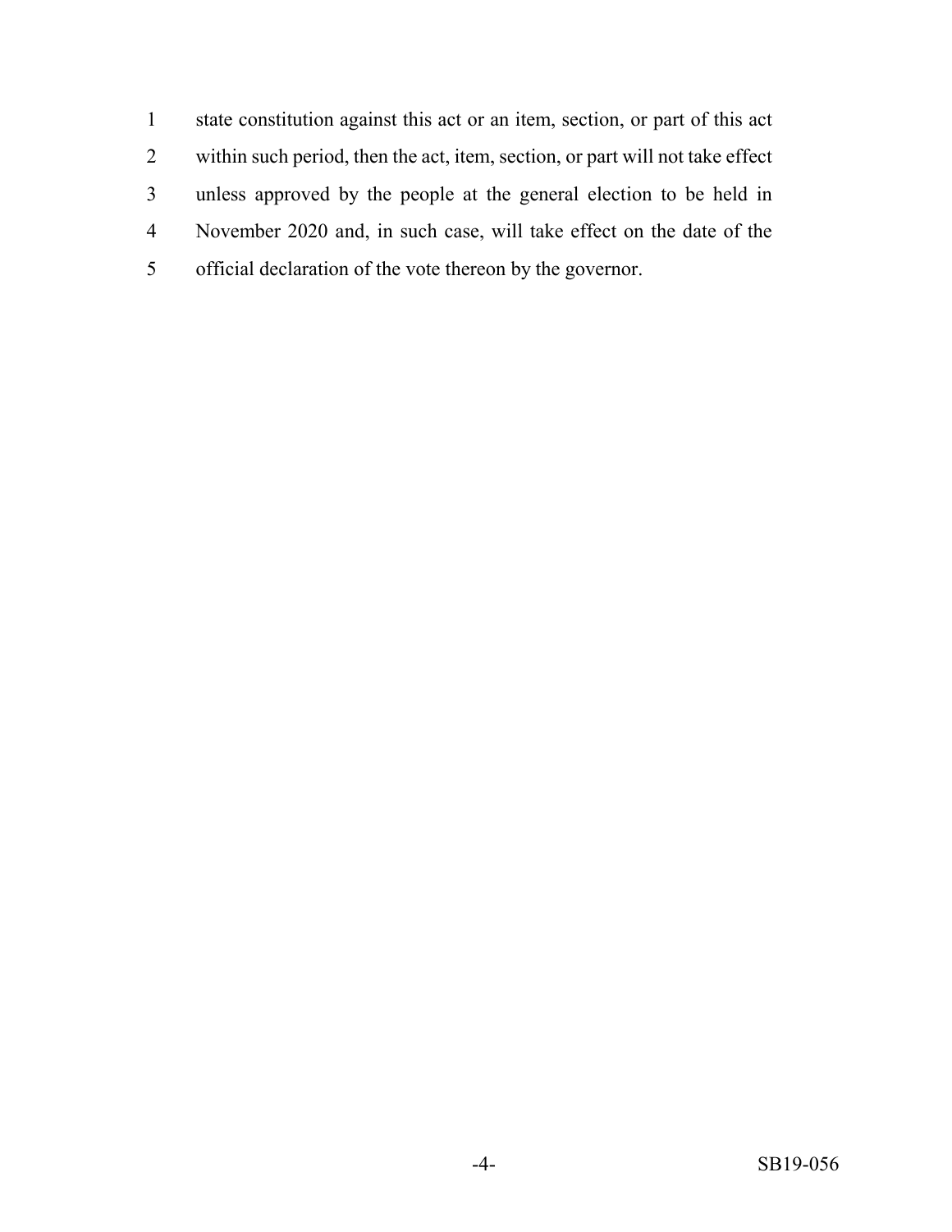state constitution against this act or an item, section, or part of this act within such period, then the act, item, section, or part will not take effect unless approved by the people at the general election to be held in November 2020 and, in such case, will take effect on the date of the official declaration of the vote thereon by the governor.